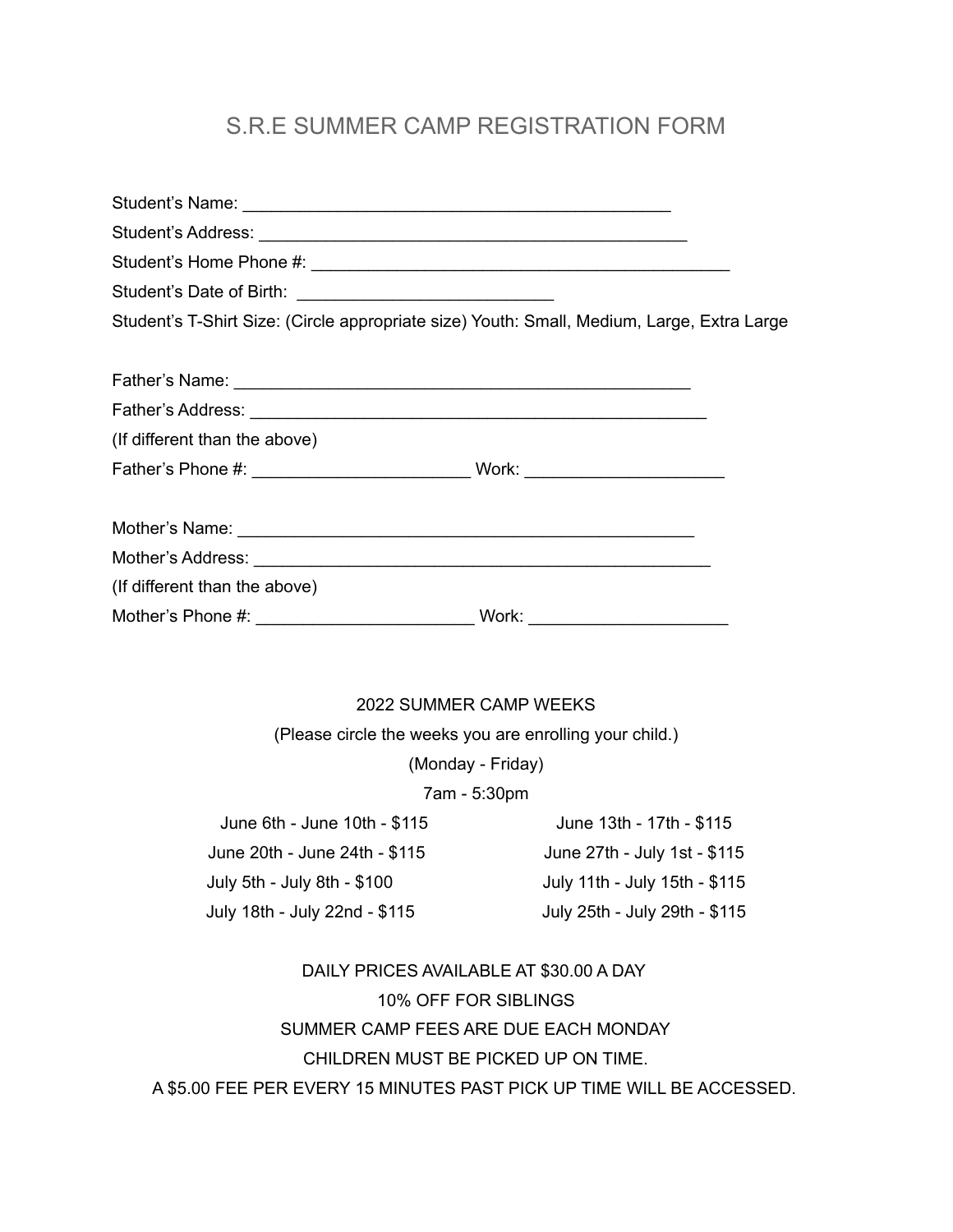# S.R.E SUMMER CAMP REGISTRATION FORM

Student's Name: ______________________________________________

Student's Address: ______________________________________________

Student's Home Phone #: ______________________________________________

Student's Date of Birth: ___________________________

Student's T-Shirt Size: (Circle appropriate size) Youth: Small, Medium, Large, Extra Large

Father's Name: ______________________________________________

Father's Address: ______________________________________________

(If different than the above)

Father's Phone #: ______________________ Work: ____________________

Mother's Name: ______________________________________________

Mother's Address: ______________________________________________

(If different than the above)

Mother's Phone #: ______________________ Work: ____________________

2022 SUMMER CAMP WEEKS

(Please circle the weeks you are enrolling your child.)

(Monday - Friday)

7am - 5:30pm

| | |
|---|---|
| June 6th - June 10th - $115 | June 13th - 17th - $115 |
| June 20th - June 24th - $115 | June 27th - July 1st - $115 |
| July 5th - July 8th - $100 | July 11th - July 15th - $115 |
| July 18th - July 22nd - $115 | July 25th - July 29th - $115 |

DAILY PRICES AVAILABLE AT $30.00 A DAY

10% OFF FOR SIBLINGS

SUMMER CAMP FEES ARE DUE EACH MONDAY

CHILDREN MUST BE PICKED UP ON TIME.

A $5.00 FEE PER EVERY 15 MINUTES PAST PICK UP TIME WILL BE ACCESSED.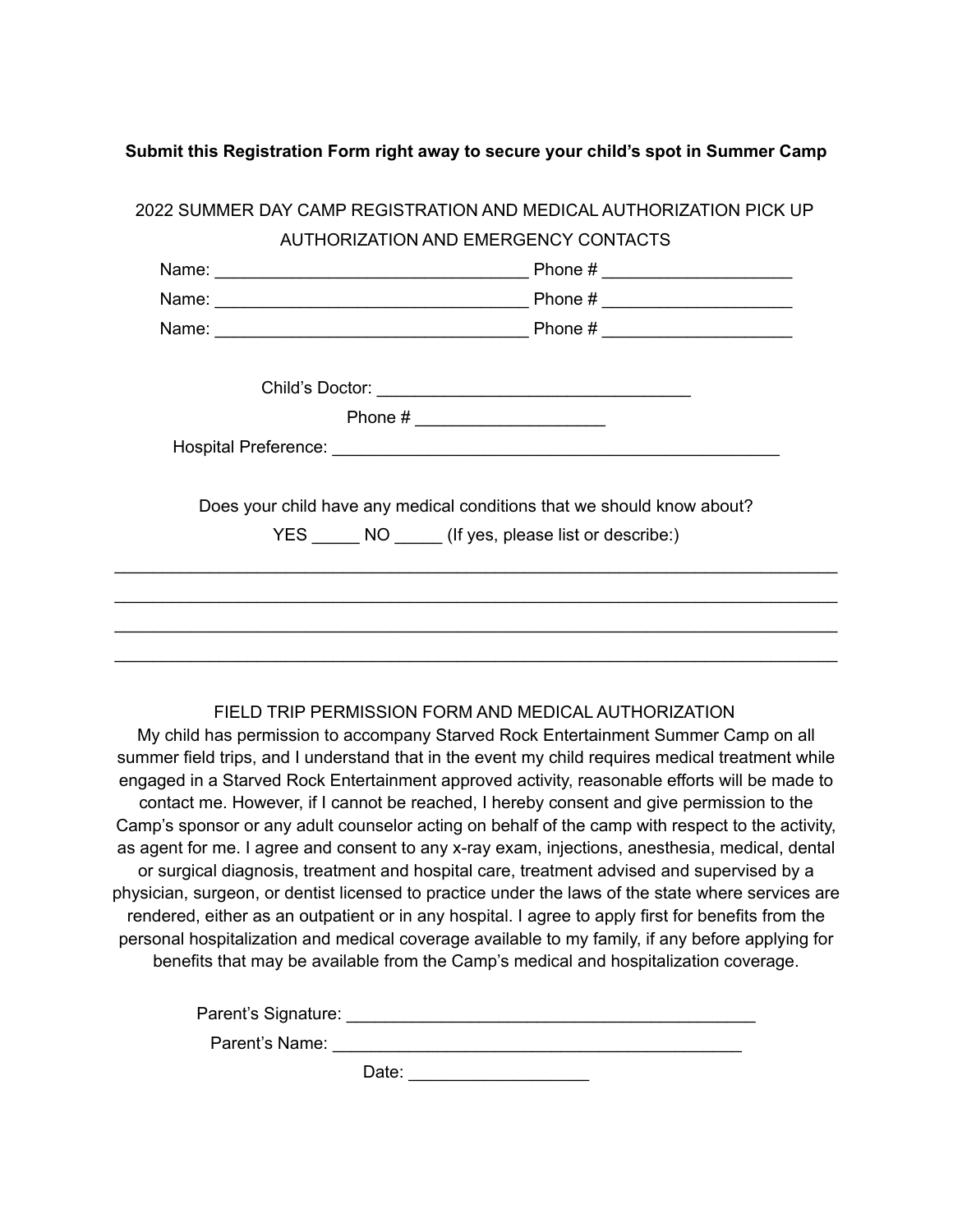**Submit this Registration Form right away to secure your child's spot in Summer Camp**

2022 SUMMER DAY CAMP REGISTRATION AND MEDICAL AUTHORIZATION PICK UP AUTHORIZATION AND EMERGENCY CONTACTS

Name: ________________________________ Phone # ___________________

Name: ________________________________ Phone # ___________________

Name: ________________________________ Phone # ___________________

Child's Doctor: ________________________________

Phone # ___________________

Hospital Preference: _______________________________________________

Does your child have any medical conditions that we should know about?

YES _____ NO _____ (If yes, please list or describe:)

____________________________________________________________________________

____________________________________________________________________________

____________________________________________________________________________

____________________________________________________________________________

FIELD TRIP PERMISSION FORM AND MEDICAL AUTHORIZATION

My child has permission to accompany Starved Rock Entertainment Summer Camp on all summer field trips, and I understand that in the event my child requires medical treatment while engaged in a Starved Rock Entertainment approved activity, reasonable efforts will be made to contact me. However, if I cannot be reached, I hereby consent and give permission to the Camp's sponsor or any adult counselor acting on behalf of the camp with respect to the activity, as agent for me. I agree and consent to any x-ray exam, injections, anesthesia, medical, dental or surgical diagnosis, treatment and hospital care, treatment advised and supervised by a physician, surgeon, or dentist licensed to practice under the laws of the state where services are rendered, either as an outpatient or in any hospital. I agree to apply first for benefits from the personal hospitalization and medical coverage available to my family, if any before applying for benefits that may be available from the Camp's medical and hospitalization coverage.

Parent's Signature: ___________________________________________

Parent's Name: ____________________________________________

Date: ___________________